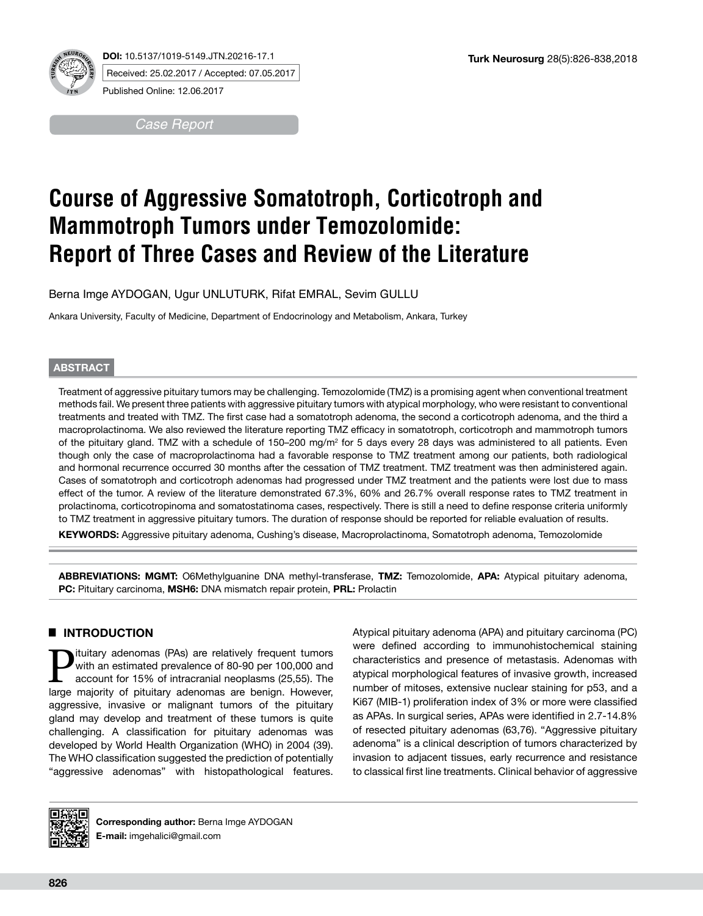DOI: 10.5137/1019-5149.JTN.20216-17.1

Received: 25.02.2017 / Accepted: 07.05.2017

Published Online: 12.06.2017

*Case Report*

# Course of Aggressive Somatotroph, Corticotroph and Mammotroph Tumors under Temozolomide: Report of Three Cases and Review of the Literature

Berna Imge AYDOGAN, Ugur UNLUTURK, Rifat EMRAL, Sevim GULLU

Ankara University, Faculty of Medicine, Department of Endocrinology and Metabolism, Ankara, Turkey

## ABSTRACT

Treatment of aggressive pituitary tumors may be challenging. Temozolomide (TMZ) is a promising agent when conventional treatment methods fail. We present three patients with aggressive pituitary tumors with atypical morphology, who were resistant to conventional treatments and treated with TMZ. The first case had a somatotroph adenoma, the second a corticotroph adenoma, and the third a macroprolactinoma. We also reviewed the literature reporting TMZ efficacy in somatotroph, corticotroph and mammotroph tumors of the pituitary gland. TMZ with a schedule of 150–200 mg/$m^2$ for 5 days every 28 days was administered to all patients. Even though only the case of macroprolactinoma had a favorable response to TMZ treatment among our patients, both radiological and hormonal recurrence occurred 30 months after the cessation of TMZ treatment. TMZ treatment was then administered again. Cases of somatotroph and corticotroph adenomas had progressed under TMZ treatment and the patients were lost due to mass effect of the tumor. A review of the literature demonstrated 67.3%, 60% and 26.7% overall response rates to TMZ treatment in prolactinoma, corticotropinoma and somatostatinoma cases, respectively. There is still a need to define response criteria uniformly to TMZ treatment in aggressive pituitary tumors. The duration of response should be reported for reliable evaluation of results.

**KEYWORDS:** Aggressive pituitary adenoma, Cushing's disease, Macroprolactinoma, Somatotroph adenoma, Temozolomide

**ABBREVIATIONS: MGMT:** O6Methylguanine DNA methyl-transferase, **TMZ:** Temozolomide, **APA:** Atypical pituitary adenoma, **PC:** Pituitary carcinoma, **MSH6:** DNA mismatch repair protein, **PRL:** Prolactin

## INTRODUCTION

Pituitary adenomas (PAs) are relatively frequent tumors with an estimated prevalence of 80-90 per 100,000 and account for 15% of intracranial neoplasms (25,55). The large majority of pituitary adenomas are benign. However, aggressive, invasive or malignant tumors of the pituitary gland may develop and treatment of these tumors is quite challenging. A classification for pituitary adenomas was developed by World Health Organization (WHO) in 2004 (39). The WHO classification suggested the prediction of potentially "aggressive adenomas" with histopathological features. Atypical pituitary adenoma (APA) and pituitary carcinoma (PC) were defined according to immunohistochemical staining characteristics and presence of metastasis. Adenomas with atypical morphological features of invasive growth, increased number of mitoses, extensive nuclear staining for p53, and a Ki67 (MIB-1) proliferation index of 3% or more were classified as APAs. In surgical series, APAs were identified in 2.7-14.8% of resected pituitary adenomas (63,76). "Aggressive pituitary adenoma" is a clinical description of tumors characterized by invasion to adjacent tissues, early recurrence and resistance to classical first line treatments. Clinical behavior of aggressive

**Corresponding author:** Berna Imge AYDOGAN

**E-mail:** imgehalici@gmail.com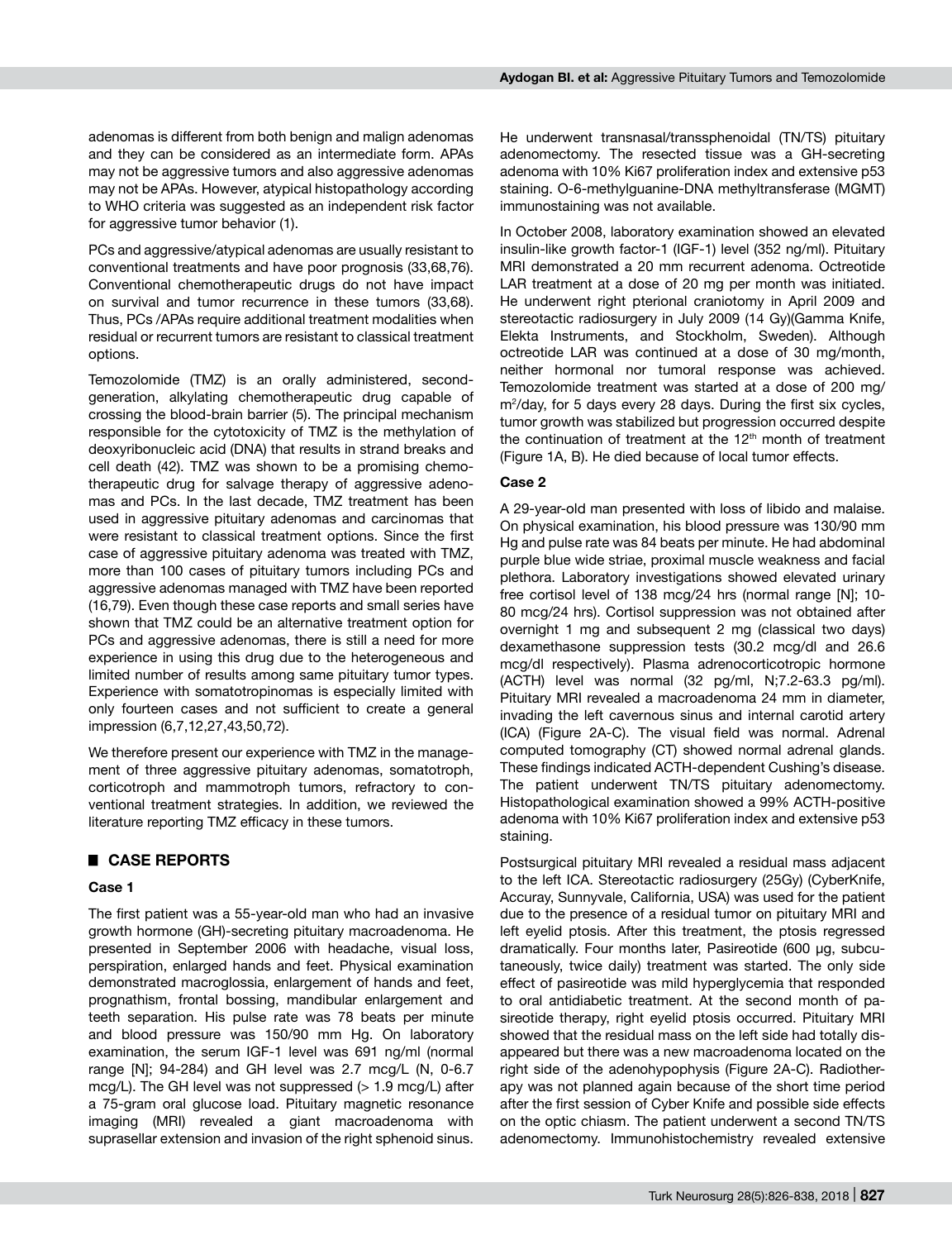adenomas is different from both benign and malign adenomas and they can be considered as an intermediate form. APAs may not be aggressive tumors and also aggressive adenomas may not be APAs. However, atypical histopathology according to WHO criteria was suggested as an independent risk factor for aggressive tumor behavior (1).

PCs and aggressive/atypical adenomas are usually resistant to conventional treatments and have poor prognosis (33,68,76). Conventional chemotherapeutic drugs do not have impact on survival and tumor recurrence in these tumors (33,68). Thus, PCs /APAs require additional treatment modalities when residual or recurrent tumors are resistant to classical treatment options.

Temozolomide (TMZ) is an orally administered, second-generation, alkylating chemotherapeutic drug capable of crossing the blood-brain barrier (5). The principal mechanism responsible for the cytotoxicity of TMZ is the methylation of deoxyribonucleic acid (DNA) that results in strand breaks and cell death (42). TMZ was shown to be a promising chemotherapeutic drug for salvage therapy of aggressive adenomas and PCs. In the last decade, TMZ treatment has been used in aggressive pituitary adenomas and carcinomas that were resistant to classical treatment options. Since the first case of aggressive pituitary adenoma was treated with TMZ, more than 100 cases of pituitary tumors including PCs and aggressive adenomas managed with TMZ have been reported (16,79). Even though these case reports and small series have shown that TMZ could be an alternative treatment option for PCs and aggressive adenomas, there is still a need for more experience in using this drug due to the heterogeneous and limited number of results among same pituitary tumor types. Experience with somatotropinomas is especially limited with only fourteen cases and not sufficient to create a general impression (6,7,12,27,43,50,72).

We therefore present our experience with TMZ in the management of three aggressive pituitary adenomas, somatotroph, corticotroph and mammotroph tumors, refractory to conventional treatment strategies. In addition, we reviewed the literature reporting TMZ efficacy in these tumors.

## CASE REPORTS

### Case 1

The first patient was a 55-year-old man who had an invasive growth hormone (GH)-secreting pituitary macroadenoma. He presented in September 2006 with headache, visual loss, perspiration, enlarged hands and feet. Physical examination demonstrated macroglossia, enlargement of hands and feet, prognathism, frontal bossing, mandibular enlargement and teeth separation. His pulse rate was 78 beats per minute and blood pressure was 150/90 mm Hg. On laboratory examination, the serum IGF-1 level was 691 ng/ml (normal range [N]; 94-284) and GH level was 2.7 mcg/L (N, 0-6.7 mcg/L). The GH level was not suppressed (> 1.9 mcg/L) after a 75-gram oral glucose load. Pituitary magnetic resonance imaging (MRI) revealed a giant macroadenoma with suprasellar extension and invasion of the right sphenoid sinus. He underwent transnasal/transsphenoidal (TN/TS) pituitary adenomectomy. The resected tissue was a GH-secreting adenoma with 10% Ki67 proliferation index and extensive p53 staining. O-6-methylguanine-DNA methyltransferase (MGMT) immunostaining was not available.

In October 2008, laboratory examination showed an elevated insulin-like growth factor-1 (IGF-1) level (352 ng/ml). Pituitary MRI demonstrated a 20 mm recurrent adenoma. Octreotide LAR treatment at a dose of 20 mg per month was initiated. He underwent right pterional craniotomy in April 2009 and stereotactic radiosurgery in July 2009 (14 Gy)(Gamma Knife, Elekta Instruments, and Stockholm, Sweden). Although octreotide LAR was continued at a dose of 30 mg/month, neither hormonal nor tumoral response was achieved. Temozolomide treatment was started at a dose of 200 mg/$m^2$/day, for 5 days every 28 days. During the first six cycles, tumor growth was stabilized but progression occurred despite the continuation of treatment at the 12$^{th}$ month of treatment (Figure 1A, B). He died because of local tumor effects.

### Case 2

A 29-year-old man presented with loss of libido and malaise. On physical examination, his blood pressure was 130/90 mm Hg and pulse rate was 84 beats per minute. He had abdominal purple blue wide striae, proximal muscle weakness and facial plethora. Laboratory investigations showed elevated urinary free cortisol level of 138 mcg/24 hrs (normal range [N]; 10-80 mcg/24 hrs). Cortisol suppression was not obtained after overnight 1 mg and subsequent 2 mg (classical two days) dexamethasone suppression tests (30.2 mcg/dl and 26.6 mcg/dl respectively). Plasma adrenocorticotropic hormone (ACTH) level was normal (32 pg/ml, N;7.2-63.3 pg/ml). Pituitary MRI revealed a macroadenoma 24 mm in diameter, invading the left cavernous sinus and internal carotid artery (ICA) (Figure 2A-C). The visual field was normal. Adrenal computed tomography (CT) showed normal adrenal glands. These findings indicated ACTH-dependent Cushing's disease. The patient underwent TN/TS pituitary adenomectomy. Histopathological examination showed a 99% ACTH-positive adenoma with 10% Ki67 proliferation index and extensive p53 staining.

Postsurgical pituitary MRI revealed a residual mass adjacent to the left ICA. Stereotactic radiosurgery (25Gy) (CyberKnife, Accuray, Sunnyvale, California, USA) was used for the patient due to the presence of a residual tumor on pituitary MRI and left eyelid ptosis. After this treatment, the ptosis regressed dramatically. Four months later, Pasireotide (600 µg, subcutaneously, twice daily) treatment was started. The only side effect of pasireotide was mild hyperglycemia that responded to oral antidiabetic treatment. At the second month of pasireotide therapy, right eyelid ptosis occurred. Pituitary MRI showed that the residual mass on the left side had totally disappeared but there was a new macroadenoma located on the right side of the adenohypophysis (Figure 2A-C). Radiotherapy was not planned again because of the short time period after the first session of Cyber Knife and possible side effects on the optic chiasm. The patient underwent a second TN/TS adenomectomy. Immunohistochemistry revealed extensive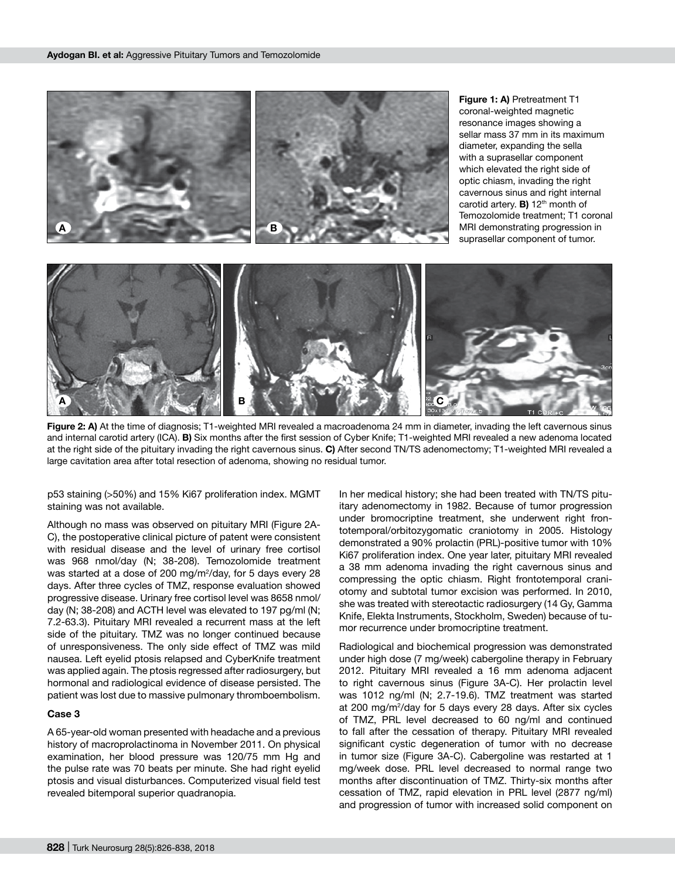**Figure 1: A)** Pretreatment T1 coronal-weighted magnetic resonance images showing a sellar mass 37 mm in its maximum diameter, expanding the sella with a suprasellar component which elevated the right side of optic chiasm, invading the right cavernous sinus and right internal carotid artery. **B)** 12th month of Temozolomide treatment; T1 coronal MRI demonstrating progression in suprasellar component of tumor.

**Figure 2: A)** At the time of diagnosis; T1-weighted MRI revealed a macroadenoma 24 mm in diameter, invading the left cavernous sinus and internal carotid artery (ICA). **B)** Six months after the first session of Cyber Knife; T1-weighted MRI revealed a new adenoma located at the right side of the pituitary invading the right cavernous sinus. **C)** After second TN/TS adenomectomy; T1-weighted MRI revealed a large cavitation area after total resection of adenoma, showing no residual tumor.

p53 staining (>50%) and 15% Ki67 proliferation index. MGMT staining was not available.

Although no mass was observed on pituitary MRI (Figure 2A-C), the postoperative clinical picture of patent were consistent with residual disease and the level of urinary free cortisol was 968 nmol/day (N; 38-208). Temozolomide treatment was started at a dose of 200 mg/m$^2$/day, for 5 days every 28 days. After three cycles of TMZ, response evaluation showed progressive disease. Urinary free cortisol level was 8658 nmol/day (N; 38-208) and ACTH level was elevated to 197 pg/ml (N; 7.2-63.3). Pituitary MRI revealed a recurrent mass at the left side of the pituitary. TMZ was no longer continued because of unresponsiveness. The only side effect of TMZ was mild nausea. Left eyelid ptosis relapsed and CyberKnife treatment was applied again. The ptosis regressed after radiosurgery, but hormonal and radiological evidence of disease persisted. The patient was lost due to massive pulmonary thromboembolism.

### Case 3

A 65-year-old woman presented with headache and a previous history of macroprolactinoma in November 2011. On physical examination, her blood pressure was 120/75 mm Hg and the pulse rate was 70 beats per minute. She had right eyelid ptosis and visual disturbances. Computerized visual field test revealed bitemporal superior quadranopia.

In her medical history; she had been treated with TN/TS pituitary adenomectomy in 1982. Because of tumor progression under bromocriptine treatment, she underwent right frontotemporal/orbitozygomatic craniotomy in 2005. Histology demonstrated a 90% prolactin (PRL)-positive tumor with 10% Ki67 proliferation index. One year later, pituitary MRI revealed a 38 mm adenoma invading the right cavernous sinus and compressing the optic chiasm. Right frontotemporal craniotomy and subtotal tumor excision was performed. In 2010, she was treated with stereotactic radiosurgery (14 Gy, Gamma Knife, Elekta Instruments, Stockholm, Sweden) because of tumor recurrence under bromocriptine treatment.

Radiological and biochemical progression was demonstrated under high dose (7 mg/week) cabergoline therapy in February 2012. Pituitary MRI revealed a 16 mm adenoma adjacent to right cavernous sinus (Figure 3A-C). Her prolactin level was 1012 ng/ml (N; 2.7-19.6). TMZ treatment was started at 200 mg/m$^2$/day for 5 days every 28 days. After six cycles of TMZ, PRL level decreased to 60 ng/ml and continued to fall after the cessation of therapy. Pituitary MRI revealed significant cystic degeneration of tumor with no decrease in tumor size (Figure 3A-C). Cabergoline was restarted at 1 mg/week dose. PRL level decreased to normal range two months after discontinuation of TMZ. Thirty-six months after cessation of TMZ, rapid elevation in PRL level (2877 ng/ml) and progression of tumor with increased solid component on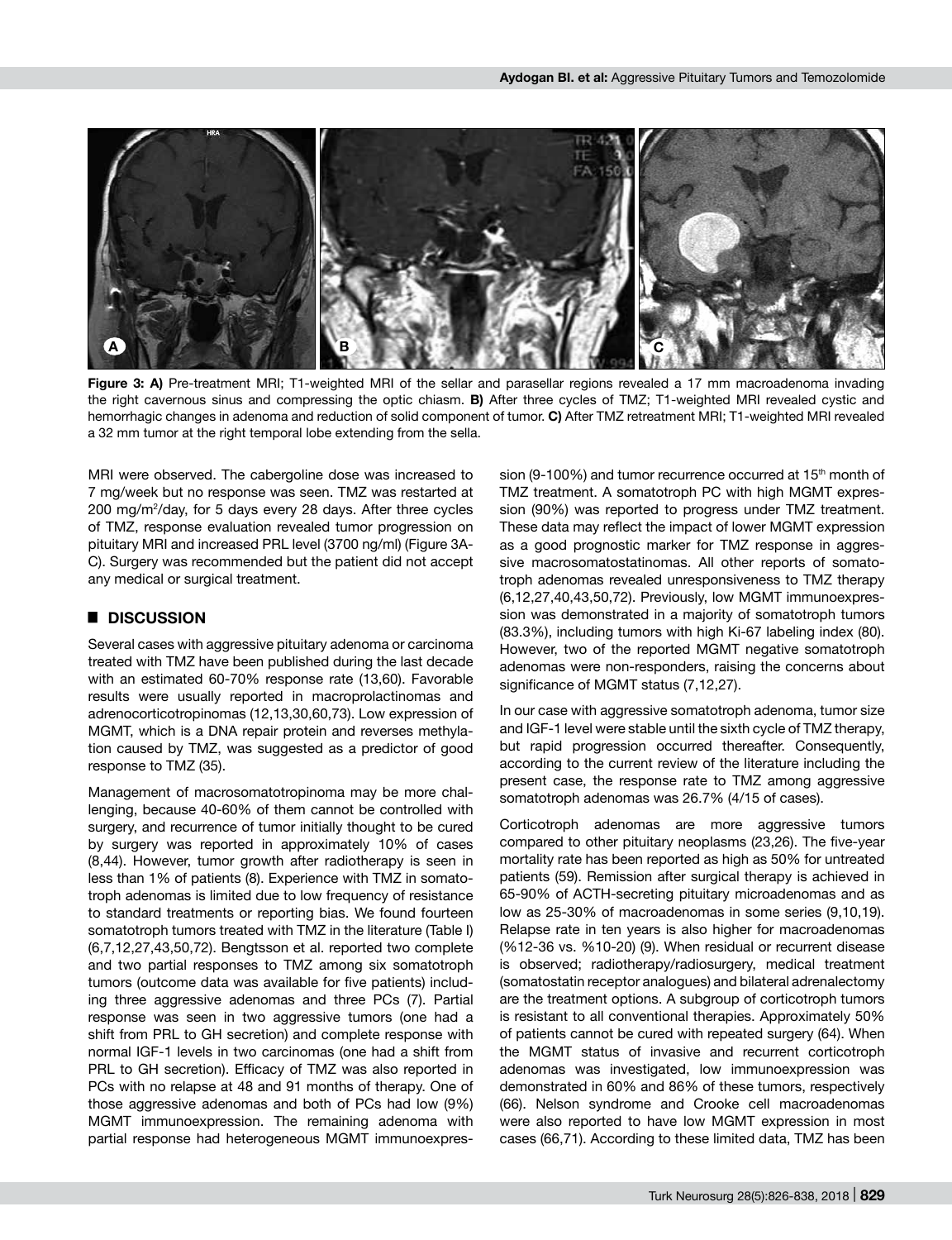**Figure 3: A)** Pre-treatment MRI; T1-weighted MRI of the sellar and parasellar regions revealed a 17 mm macroadenoma invading the right cavernous sinus and compressing the optic chiasm. **B)** After three cycles of TMZ; T1-weighted MRI revealed cystic and hemorrhagic changes in adenoma and reduction of solid component of tumor. **C)** After TMZ retreatment MRI; T1-weighted MRI revealed a 32 mm tumor at the right temporal lobe extending from the sella.

MRI were observed. The cabergoline dose was increased to 7 mg/week but no response was seen. TMZ was restarted at 200 mg/m$^2$/day, for 5 days every 28 days. After three cycles of TMZ, response evaluation revealed tumor progression on pituitary MRI and increased PRL level (3700 ng/ml) (Figure 3A-C). Surgery was recommended but the patient did not accept any medical or surgical treatment.

## DISCUSSION

Several cases with aggressive pituitary adenoma or carcinoma treated with TMZ have been published during the last decade with an estimated 60-70% response rate (13,60). Favorable results were usually reported in macroprolactinomas and adrenocorticotropinomas (12,13,30,60,73). Low expression of MGMT, which is a DNA repair protein and reverses methylation caused by TMZ, was suggested as a predictor of good response to TMZ (35).

Management of macrosomatotropinoma may be more challenging, because 40-60% of them cannot be controlled with surgery, and recurrence of tumor initially thought to be cured by surgery was reported in approximately 10% of cases (8,44). However, tumor growth after radiotherapy is seen in less than 1% of patients (8). Experience with TMZ in somatotroph adenomas is limited due to low frequency of resistance to standard treatments or reporting bias. We found fourteen somatotroph tumors treated with TMZ in the literature (Table I) (6,7,12,27,43,50,72). Bengtsson et al. reported two complete and two partial responses to TMZ among six somatotroph tumors (outcome data was available for five patients) including three aggressive adenomas and three PCs (7). Partial response was seen in two aggressive tumors (one had a shift from PRL to GH secretion) and complete response with normal IGF-1 levels in two carcinomas (one had a shift from PRL to GH secretion). Efficacy of TMZ was also reported in PCs with no relapse at 48 and 91 months of therapy. One of those aggressive adenomas and both of PCs had low (9%) MGMT immunoexpression. The remaining adenoma with partial response had heterogeneous MGMT immunoexpression (9-100%) and tumor recurrence occurred at 15th month of TMZ treatment. A somatotroph PC with high MGMT expression (90%) was reported to progress under TMZ treatment. These data may reflect the impact of lower MGMT expression as a good prognostic marker for TMZ response in aggressive macrosomatostatinomas. All other reports of somatotroph adenomas revealed unresponsiveness to TMZ therapy (6,12,27,40,43,50,72). Previously, low MGMT immunoexpression was demonstrated in a majority of somatotroph tumors (83.3%), including tumors with high Ki-67 labeling index (80). However, two of the reported MGMT negative somatotroph adenomas were non-responders, raising the concerns about significance of MGMT status (7,12,27).

In our case with aggressive somatotroph adenoma, tumor size and IGF-1 level were stable until the sixth cycle of TMZ therapy, but rapid progression occurred thereafter. Consequently, according to the current review of the literature including the present case, the response rate to TMZ among aggressive somatotroph adenomas was 26.7% (4/15 of cases).

Corticotroph adenomas are more aggressive tumors compared to other pituitary neoplasms (23,26). The five-year mortality rate has been reported as high as 50% for untreated patients (59). Remission after surgical therapy is achieved in 65-90% of ACTH-secreting pituitary microadenomas and as low as 25-30% of macroadenomas in some series (9,10,19). Relapse rate in ten years is also higher for macroadenomas (%12-36 vs. %10-20) (9). When residual or recurrent disease is observed; radiotherapy/radiosurgery, medical treatment (somatostatin receptor analogues) and bilateral adrenalectomy are the treatment options. A subgroup of corticotroph tumors is resistant to all conventional therapies. Approximately 50% of patients cannot be cured with repeated surgery (64). When the MGMT status of invasive and recurrent corticotroph adenomas was investigated, low immunoexpression was demonstrated in 60% and 86% of these tumors, respectively (66). Nelson syndrome and Crooke cell macroadenomas were also reported to have low MGMT expression in most cases (66,71). According to these limited data, TMZ has been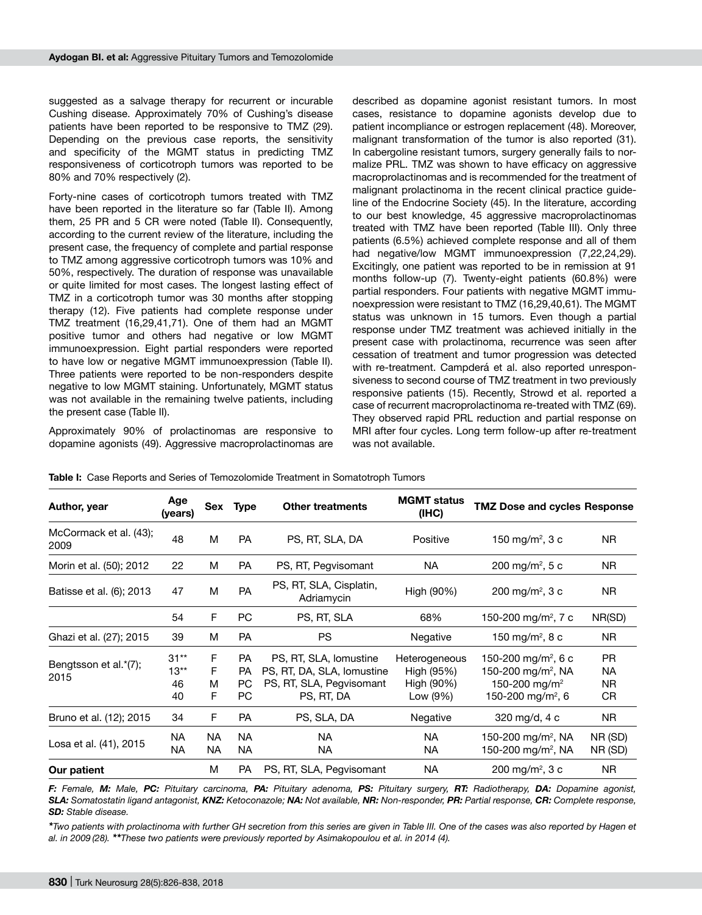suggested as a salvage therapy for recurrent or incurable Cushing disease. Approximately 70% of Cushing's disease patients have been reported to be responsive to TMZ (29). Depending on the previous case reports, the sensitivity and specificity of the MGMT status in predicting TMZ responsiveness of corticotroph tumors was reported to be 80% and 70% respectively (2).

Forty-nine cases of corticotroph tumors treated with TMZ have been reported in the literature so far (Table II). Among them, 25 PR and 5 CR were noted (Table II). Consequently, according to the current review of the literature, including the present case, the frequency of complete and partial response to TMZ among aggressive corticotroph tumors was 10% and 50%, respectively. The duration of response was unavailable or quite limited for most cases. The longest lasting effect of TMZ in a corticotroph tumor was 30 months after stopping therapy (12). Five patients had complete response under TMZ treatment (16,29,41,71). One of them had an MGMT positive tumor and others had negative or low MGMT immunoexpression. Eight partial responders were reported to have low or negative MGMT immunoexpression (Table II). Three patients were reported to be non-responders despite negative to low MGMT staining. Unfortunately, MGMT status was not available in the remaining twelve patients, including the present case (Table II).

Approximately 90% of prolactinomas are responsive to dopamine agonists (49). Aggressive macroprolactinomas are described as dopamine agonist resistant tumors. In most cases, resistance to dopamine agonists develop due to patient incompliance or estrogen replacement (48). Moreover, malignant transformation of the tumor is also reported (31). In cabergoline resistant tumors, surgery generally fails to normalize PRL. TMZ was shown to have efficacy on aggressive macroprolactinomas and is recommended for the treatment of malignant prolactinoma in the recent clinical practice guideline of the Endocrine Society (45). In the literature, according to our best knowledge, 45 aggressive macroprolactinomas treated with TMZ have been reported (Table III). Only three patients (6.5%) achieved complete response and all of them had negative/low MGMT immunoexpression (7,22,24,29). Excitingly, one patient was reported to be in remission at 91 months follow-up (7). Twenty-eight patients (60.8%) were partial responders. Four patients with negative MGMT immunoexpression were resistant to TMZ (16,29,40,61). The MGMT status was unknown in 15 tumors. Even though a partial response under TMZ treatment was achieved initially in the present case with prolactinoma, recurrence was seen after cessation of treatment and tumor progression was detected with re-treatment. Campderá et al. also reported unresponsiveness to second course of TMZ treatment in two previously responsive patients (15). Recently, Strowd et al. reported a case of recurrent macroprolactinoma re-treated with TMZ (69). They observed rapid PRL reduction and partial response on MRI after four cycles. Long term follow-up after re-treatment was not available.

**Table I:** Case Reports and Series of Temozolomide Treatment in Somatotroph Tumors

| Author, year | Age (years) | Sex | Type | Other treatments | MGMT status (IHC) | TMZ Dose and cycles | Response |
|---|---|---|---|---|---|---|---|
| McCormack et al. (43); 2009 | 48 | M | PA | PS, RT, SLA, DA | Positive | 150 mg/m², 3 c | NR |
| Morin et al. (50); 2012 | 22 | M | PA | PS, RT, Pegvisomant | NA | 200 mg/m², 5 c | NR |
| Batisse et al. (6); 2013 | 47 | M | PA | PS, RT, SLA, Cisplatin, Adriamycin | High (90%) | 200 mg/m², 3 c | NR |
| | 54 | F | PC | PS, RT, SLA | 68% | 150-200 mg/m², 7 c | NR(SD) |
| Ghazi et al. (27); 2015 | 39 | M | PA | PS | Negative | 150 mg/m², 8 c | NR |
| Bengtsson et al.*(7); 2015 | 31** | F | PA | PS, RT, SLA, lomustine | Heterogeneous | 150-200 mg/m², 6 c | PR |
| | 13** | F | PA | PS, RT, DA, SLA, lomustine | High (95%) | 150-200 mg/m², NA | NA |
| | 46 | M | PC | PS, RT, SLA, Pegvisomant | High (90%) | 150-200 mg/m² | NR |
| | 40 | F | PC | PS, RT, DA | Low (9%) | 150-200 mg/m², 6 | CR |
| Bruno et al. (12); 2015 | 34 | F | PA | PS, SLA, DA | Negative | 320 mg/d, 4 c | NR |
| Losa et al. (41), 2015 | NA | NA | NA | NA | NA | 150-200 mg/m², NA | NR (SD) |
| | NA | NA | NA | NA | NA | 150-200 mg/m², NA | NR (SD) |
| **Our patient** | | M | PA | PS, RT, SLA, Pegvisomant | NA | 200 mg/m², 3 c | NR |

***F:** Female, **M:** Male, **PC:** Pituitary carcinoma, **PA:** Pituitary adenoma, **PS:** Pituitary surgery, **RT:** Radiotherapy, **DA:** Dopamine agonist, **SLA:** Somatostatin ligand antagonist, **KNZ:** Ketoconazole; **NA:** Not available, **NR:** Non-responder, **PR:** Partial response, **CR:** Complete response, **SD:** Stable disease.*

**Two patients with prolactinoma with further GH secretion from this series are given in Table III. One of the cases was also reported by Hagen et al. in 2009 (28). **These two patients were previously reported by Asimakopoulou et al. in 2014 (4).*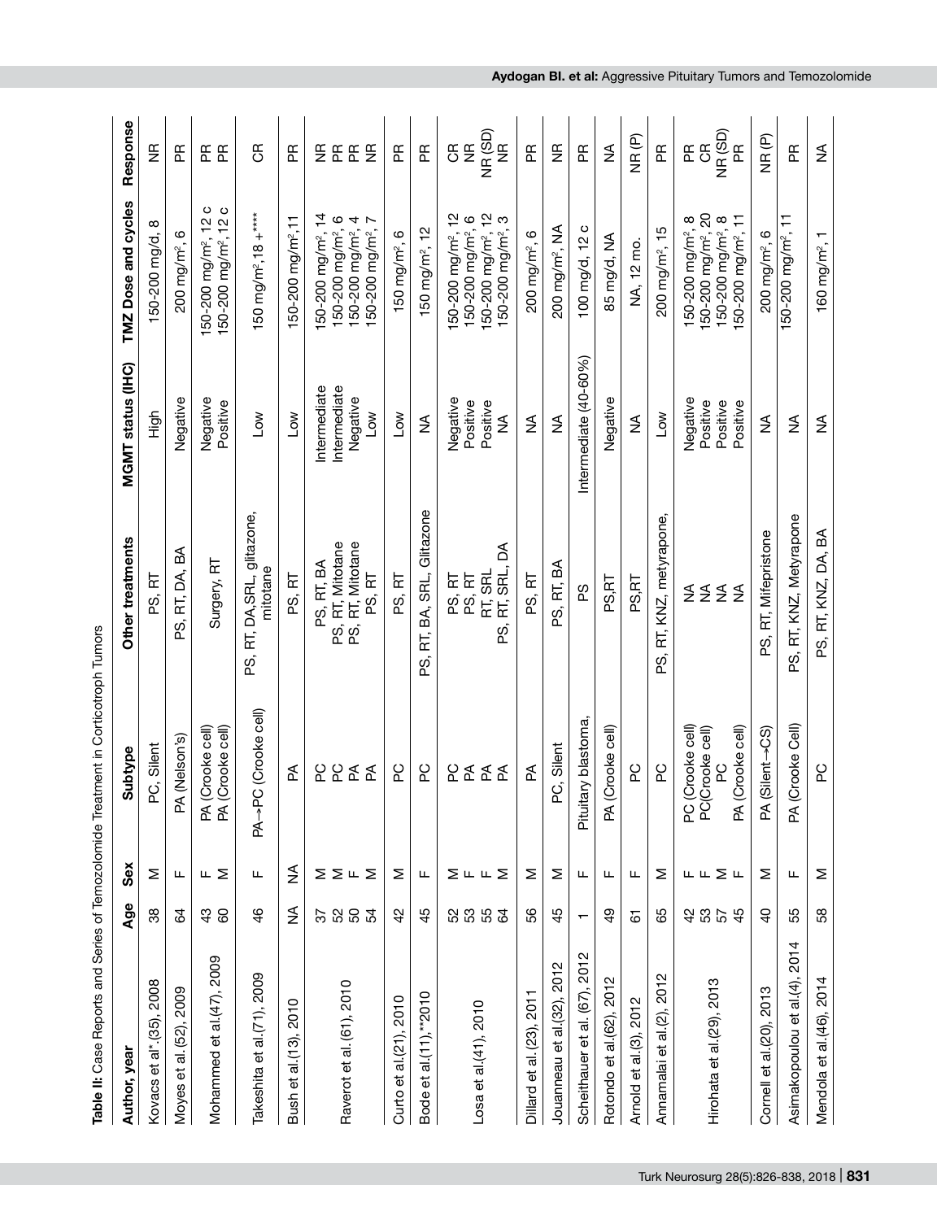**Table II:** Case Reports and Series of Temozolomide Treatment in Corticotroph Tumors

| Author, year | Age | Sex | Subtype | Other treatments | MGMT status (IHC) | TMZ Dose and cycles | Response |
|---|---|---|---|---|---|---|---|
| Kovacs et al*.(35), 2008 | 38 | M | PC, Silent | PS, RT | High | 150-200 mg/d, 8 | NR |
| Moyes et al.(52), 2009 | 64 | F | PA (Nelson's) | PS, RT, DA, BA | Negative | 200 mg/m², 6 | PR |
| Mohammed et al.(47), 2009 | 43 | F | PA (Crooke cell) | Surgery, RT | Negative | 150-200 mg/m², 12 c | PR |
| | 60 | M | PA (Crooke cell) | | Positive | 150-200 mg/m², 12 c | PR |
| Takeshita et al.(71), 2009 | 46 | F | PA→PC (Crooke cell) | PS, RT, DA,SRL, glitazone, mitotane | Low | 150 mg/m²,18 +**** | CR |
| Bush et al.(13), 2010 | NA | NA | PA | PS, RT | Low | 150-200 mg/m²,11 | PR |
| Raverot et al.(61), 2010 | 37 | M | PC | PS, RT, BA | Intermediate | 150-200 mg/m², 14 | NR |
| | 52 | M | PC | PS, RT, Mitotane | Intermediate | 150-200 mg/m², 6 | PR |
| | 50 | F | PA | PS, RT, Mitotane | Negative | 150-200 mg/m², 4 | PR |
| | 54 | M | PA | PS, RT | Low | 150-200 mg/m², 7 | NR |
| Curto et al.(21), 2010 | 42 | M | PC | PS, RT | Low | 150 mg/m², 6 | PR |
| Bode et al.(11),**2010 | 45 | F | PC | PS, RT, BA, SRL, Glitazone | NA | 150 mg/m², 12 | PR |
| Losa et al.(41), 2010 | 52 | M | PC | PS, RT | Negative | 150-200 mg/m², 12 | CR |
| | 53 | F | PA | PS, RT | Positive | 150-200 mg/m², 6 | NR |
| | 55 | F | PA | RT, SRL | Positive | 150-200 mg/m², 12 | NR (SD) |
| | 64 | M | PA | PS, RT, SRL, DA | NA | 150-200 mg/m², 3 | NR |
| Dillard et al.(23), 2011 | 56 | M | PA | PS, RT | NA | 200 mg/m², 6 | PR |
| Jouanneau et al.(32), 2012 | 45 | M | PC, Silent | PS, RT, BA | NA | 200 mg/m², NA | NR |
| Scheithauer et al. (67), 2012 | 1 | F | Pituitary blastoma, | PS | Intermediate (40-60%) | 100 mg/d, 12 c | PR |
| Rotondo et al.(62), 2012 | 49 | F | PA (Crooke cell) | PS,RT | Negative | 85 mg/d, NA | NA |
| Arnold et al.(3), 2012 | 61 | F | PC | PS,RT | NA | NA, 12 mo. | NR (P) |
| Annamalai et al.(2), 2012 | 65 | M | PC | PS, RT, KNZ, metyrapone, | Low | 200 mg/m², 15 | PR |
| Hirohata et al.(29), 2013 | 42 | F | PC (Crooke cell) | NA | Negative | 150-200 mg/m², 8 | PR |
| | 53 | F | PC(Crooke cell) | NA | Positive | 150-200 mg/m², 20 | CR |
| | 57 | M | PC | NA | Positive | 150-200 mg/m², 8 | NR (SD) |
| | 45 | F | PA (Crooke cell) | NA | Positive | 150-200 mg/m², 11 | PR |
| Cornell et al.(20), 2013 | 40 | M | PA (Silent→CS) | PS, RT, Mifepristone | NA | 200 mg/m², 6 | NR (P) |
| Asimakopoulou et al.(4), 2014 | 55 | F | PA (Crooke Cell) | PS, RT, KNZ, Metyrapone | NA | 150-200 mg/m², 11 | PR |
| Mendola et al.(46), 2014 | 58 | M | PC | PS, RT, KNZ, DA, BA | NA | 160 mg/m², 1 | NA |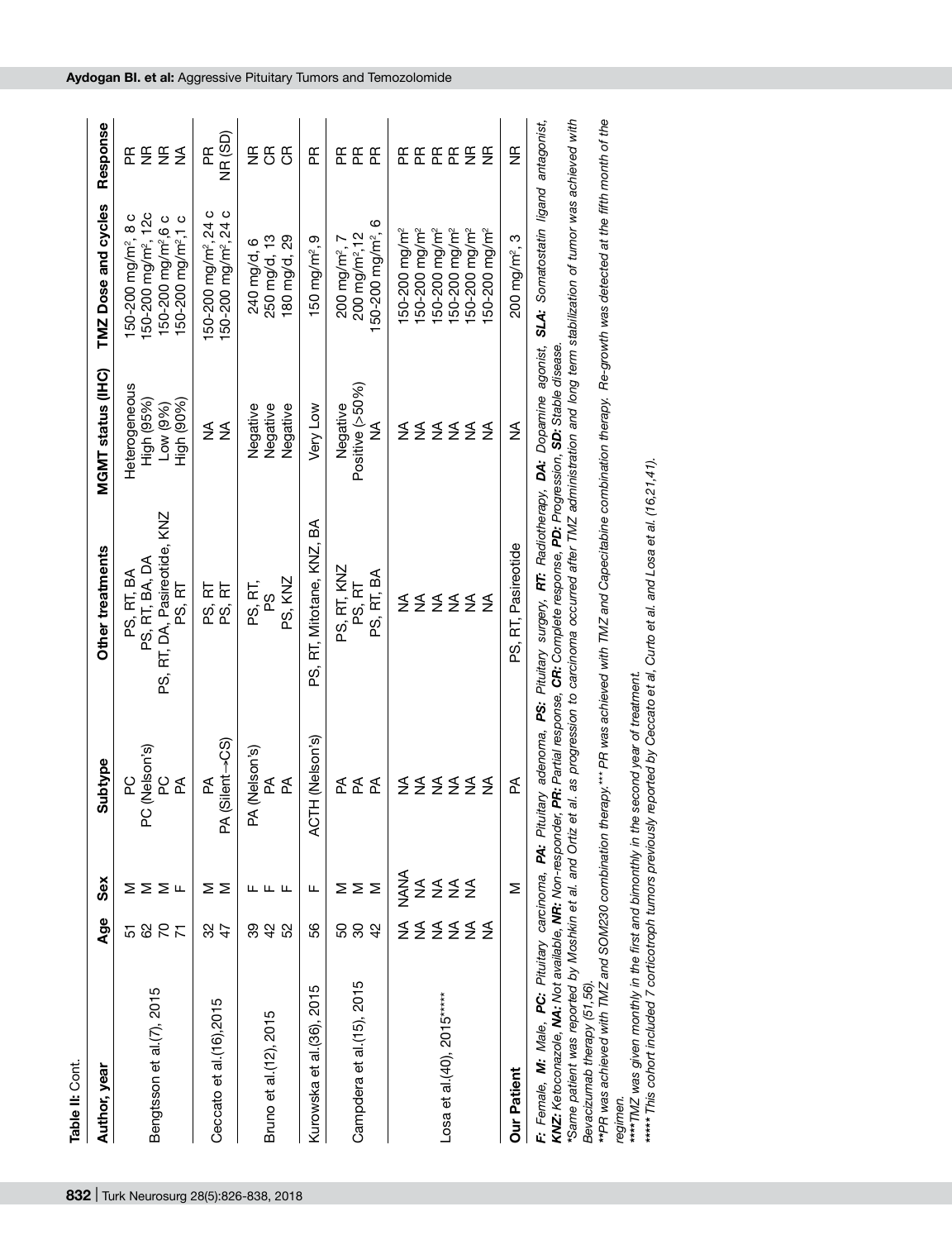**Table II:** Cont.

| Author, year | Age | Sex | Subtype | Other treatments | MGMT status (IHC) | TMZ Dose and cycles | Response |
|---|---|---|---|---|---|---|---|
| Bengtsson et al.(7), 2015 | 51 | M | PC | PS, RT, BA | Heterogeneous | 150-200 mg/m², 8 c | PR |
| | 62 | M | PC (Nelson's) | PS, RT, BA, DA | High (95%) | 150-200 mg/m², 12c | NR |
| | 70 | M | PC | PS, RT, DA, Pasireotide, KNZ | Low (9%) | 150-200 mg/m²,6 c | NR |
| | 71 | F | PA | PS, RT | High (90%) | 150-200 mg/m²,1 c | NA |
| Ceccato et al.(16),2015 | 32 | M | PA | PS, RT | NA | 150-200 mg/m²,24 c | PR |
| | 47 | M | PA (Silent→CS) | PS, RT | NA | 150-200 mg/m², 24 c | NR (SD) |
| Bruno et al.(12), 2015 | 39 | F | PA (Nelson's) | PS, RT, | Negative | 240 mg/d, 6 | NR |
| | 42 | F | PA | PS | Negative | 250 mg/d, 13 | CR |
| | 52 | F | PA | PS, KNZ | Negative | 180 mg/d, 29 | CR |
| Kurowska et al.(36), 2015 | 56 | F | ACTH (Nelson's) | PS, RT, Mitotane, KNZ, BA | Very Low | 150 mg/m², 9 | PR |
| Campdera et al.(15), 2015 | 50 | M | PA | PS, RT, KNZ | Negative | 200 mg/m², 7 | PR |
| | 30 | M | PA | PS, RT | Positive (>50%) | 200 mg/m²,12 | PR |
| | 42 | M | PA | PS, RT, BA | NA | 150-200 mg/m², 6 | PR |
| Losa et al.(40), 2015***** | NA | NANA | NA | NA | NA | 150-200 mg/m² | PR |
| | NA | NA | NA | NA | NA | 150-200 mg/m² | PR |
| | NA | NA | NA | NA | NA | 150-200 mg/m² | PR |
| | NA | NA | NA | NA | NA | 150-200 mg/m² | PR |
| | NA | NA | NA | NA | NA | 150-200 mg/m² | NR |
| | NA | | NA | NA | NA | 150-200 mg/m² | NR |
| **Our Patient** | | M | PA | PS, RT, Pasireotide | NA | 200 mg/m², 3 | NR |

***F:*** *Female,* ***M:*** *Male,* ***PC:*** *Pituitary carcinoma,* ***PA:*** *Pituitary adenoma,* ***PS:*** *Pituitary surgery,* ***RT:*** *Radiotherapy,* ***DA:*** *Dopamine agonist,* ***SLA:*** *Somatostatin ligand antagonist,* ***KNZ:*** *Ketoconazole,* ***NA:*** *Not available,* ***NR:*** *Non-responder,* ***PR:*** *Partial response,* ***CR:*** *Complete response,* ***PD:*** *Progression,* ***SD:*** *Stable disease.*

**Same patient was reported by Moshkin et al. and Ortiz et al. as progression to carcinoma occurred after TMZ administration and long term stabilization of tumor was achieved with Bevacizumab therapy (51,56).*

***PR was achieved with TMZ and SOM230 combination therapy.*** PR was achieved with TMZ and Capecitabine combination therapy. Re-growth was detected at the fifth month of the regimen.*

*****TMZ was given monthly in the first and bimonthly in the second year of treatment.*

******This cohort included 7 corticotroph tumors previously reported by Ceccato et al, Curto et al. and Losa et al. (16,21,41).*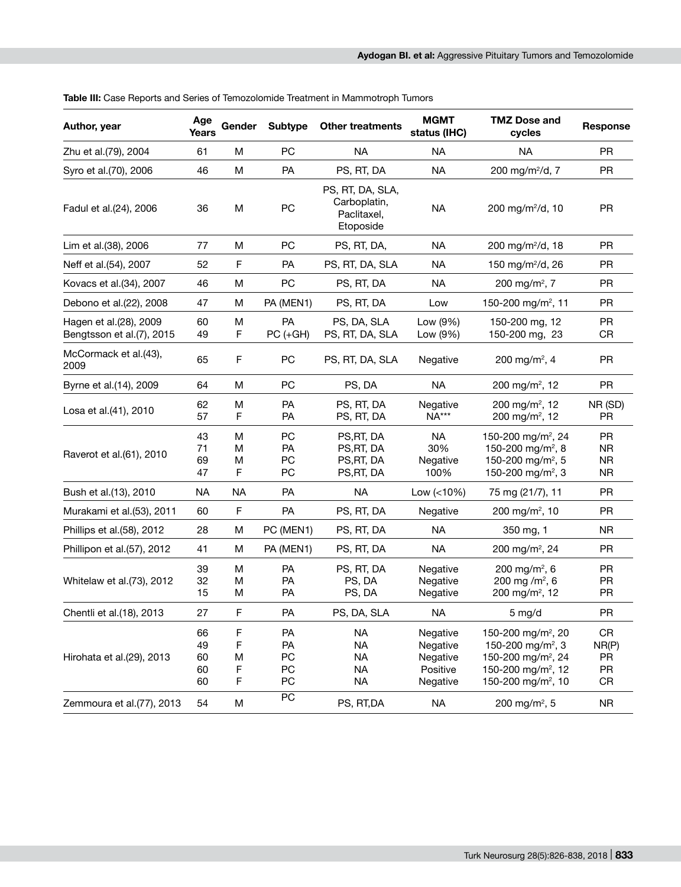**Table III:** Case Reports and Series of Temozolomide Treatment in Mammotroph Tumors

| Author, year | Age Years | Gender | Subtype | Other treatments | MGMT status (IHC) | TMZ Dose and cycles | Response |
|---|---|---|---|---|---|---|---|
| Zhu et al.(79), 2004 | 61 | M | PC | NA | NA | NA | PR |
| Syro et al.(70), 2006 | 46 | M | PA | PS, RT, DA | NA | 200 mg/m²/d, 7 | PR |
| Fadul et al.(24), 2006 | 36 | M | PC | PS, RT, DA, SLA, Carboplatin, Paclitaxel, Etoposide | NA | 200 mg/m²/d, 10 | PR |
| Lim et al.(38), 2006 | 77 | M | PC | PS, RT, DA, | NA | 200 mg/m²/d, 18 | PR |
| Neff et al.(54), 2007 | 52 | F | PA | PS, RT, DA, SLA | NA | 150 mg/m²/d, 26 | PR |
| Kovacs et al.(34), 2007 | 46 | M | PC | PS, RT, DA | NA | 200 mg/m², 7 | PR |
| Debono et al.(22), 2008 | 47 | M | PA (MEN1) | PS, RT, DA | Low | 150-200 mg/m², 11 | PR |
| Hagen et al.(28), 2009 | 60 | M | PA | PS, DA, SLA | Low (9%) | 150-200 mg, 12 | PR |
| Bengtsson et al.(7), 2015 | 49 | F | PC (+GH) | PS, RT, DA, SLA | Low (9%) | 150-200 mg, 23 | CR |
| McCormack et al.(43), 2009 | 65 | F | PC | PS, RT, DA, SLA | Negative | 200 mg/m², 4 | PR |
| Byrne et al.(14), 2009 | 64 | M | PC | PS, DA | NA | 200 mg/m², 12 | PR |
| Losa et al.(41), 2010 | 62 | M | PA | PS, RT, DA | Negative | 200 mg/m², 12 | NR (SD) |
| | 57 | F | PA | PS, RT, DA | NA*** | 200 mg/m², 12 | PR |
| Raverot et al.(61), 2010 | 43 | M | PC | PS,RT, DA | NA | 150-200 mg/m², 24 | PR |
| | 71 | M | PA | PS,RT, DA | 30% | 150-200 mg/m², 8 | NR |
| | 69 | M | PC | PS,RT, DA | Negative | 150-200 mg/m², 5 | NR |
| | 47 | F | PC | PS,RT, DA | 100% | 150-200 mg/m², 3 | NR |
| Bush et al.(13), 2010 | NA | NA | PA | NA | Low (<10%) | 75 mg (21/7), 11 | PR |
| Murakami et al.(53), 2011 | 60 | F | PA | PS, RT, DA | Negative | 200 mg/m², 10 | PR |
| Phillips et al.(58), 2012 | 28 | M | PC (MEN1) | PS, RT, DA | NA | 350 mg, 1 | NR |
| Phillipon et al.(57), 2012 | 41 | M | PA (MEN1) | PS, RT, DA | NA | 200 mg/m², 24 | PR |
| Whitelaw et al.(73), 2012 | 39 | M | PA | PS, RT, DA | Negative | 200 mg/m², 6 | PR |
| | 32 | M | PA | PS, DA | Negative | 200 mg /m², 6 | PR |
| | 15 | M | PA | PS, DA | Negative | 200 mg/m², 12 | PR |
| Chentli et al.(18), 2013 | 27 | F | PA | PS, DA, SLA | NA | 5 mg/d | PR |
| Hirohata et al.(29), 2013 | 66 | F | PA | NA | Negative | 150-200 mg/m², 20 | CR |
| | 49 | F | PA | NA | Negative | 150-200 mg/m², 3 | NR(P) |
| | 60 | M | PC | NA | Negative | 150-200 mg/m², 24 | PR |
| | 60 | F | PC | NA | Positive | 150-200 mg/m², 12 | PR |
| | 60 | F | PC | NA | Negative | 150-200 mg/m², 10 | CR |
| Zemmoura et al.(77), 2013 | 54 | M | PC | PS, RT,DA | NA | 200 mg/m², 5 | NR |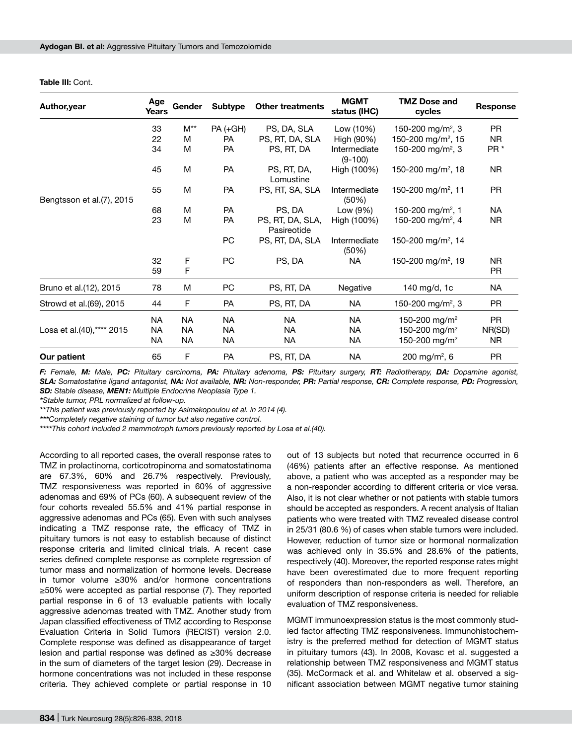**Table III:** Cont.

| Author,year | Age Years | Gender | Subtype | Other treatments | MGMT status (IHC) | TMZ Dose and cycles | Response |
|---|---|---|---|---|---|---|---|
| Bengtsson et al.(7), 2015 | 33 | M** | PA (+GH) | PS, DA, SLA | Low (10%) | 150-200 mg/m², 3 | PR |
| | 22 | M | PA | PS, RT, DA, SLA | High (90%) | 150-200 mg/m², 15 | NR |
| | 34 | M | PA | PS, RT, DA | Intermediate (9-100) | 150-200 mg/m², 3 | PR * |
| | 45 | M | PA | PS, RT, DA, Lomustine | High (100%) | 150-200 mg/m², 18 | NR |
| | 55 | M | PA | PS, RT, SA, SLA | Intermediate (50%) | 150-200 mg/m², 11 | PR |
| | 68 | M | PA | PS, DA | Low (9%) | 150-200 mg/m², 1 | NA |
| | 23 | M | PA | PS, RT, DA, SLA, Pasireotide | High (100%) | 150-200 mg/m², 4 | NR |
| | | | PC | PS, RT, DA, SLA | Intermediate (50%) | 150-200 mg/m², 14 | |
| | 32 | F | PC | PS, DA | NA | 150-200 mg/m², 19 | NR |
| | 59 | F | | | | | PR |
| Bruno et al.(12), 2015 | 78 | M | PC | PS, RT, DA | Negative | 140 mg/d, 1c | NA |
| Strowd et al.(69), 2015 | 44 | F | PA | PS, RT, DA | NA | 150-200 mg/m², 3 | PR |
| Losa et al.(40),**** 2015 | NA | NA | NA | NA | NA | 150-200 mg/m² | PR |
| | NA | NA | NA | NA | NA | 150-200 mg/m² | NR(SD) |
| | NA | NA | NA | NA | NA | 150-200 mg/m² | NR |
| **Our patient** | 65 | F | PA | PS, RT, DA | NA | 200 mg/m², 6 | PR |

***F:** Female, **M:** Male, **PC:** Pituitary carcinoma, **PA:** Pituitary adenoma, **PS:** Pituitary surgery, **RT:** Radiotherapy, **DA:** Dopamine agonist, **SLA:** Somatostatine ligand antagonist, **NA:** Not available, **NR:** Non-responder, **PR:** Partial response, **CR:** Complete response, **PD:** Progression, **SD:** Stable disease, **MEN1:** Multiple Endocrine Neoplasia Type 1.*

*\*Stable tumor, PRL normalized at follow-up.*

*\*\*This patient was previously reported by Asimakopoulou et al. in 2014 (4).*

*\*\*\*Completely negative staining of tumor but also negative control.*

*\*\*\*\*This cohort included 2 mammotroph tumors previously reported by Losa et al.(40).*

According to all reported cases, the overall response rates to TMZ in prolactinoma, corticotropinoma and somatostatinoma are 67.3%, 60% and 26.7% respectively. Previously, TMZ responsiveness was reported in 60% of aggressive adenomas and 69% of PCs (60). A subsequent review of the four cohorts revealed 55.5% and 41% partial response in aggressive adenomas and PCs (65). Even with such analyses indicating a TMZ response rate, the efficacy of TMZ in pituitary tumors is not easy to establish because of distinct response criteria and limited clinical trials. A recent case series defined complete response as complete regression of tumor mass and normalization of hormone levels. Decrease in tumor volume ≥30% and/or hormone concentrations ≥50% were accepted as partial response (7). They reported partial response in 6 of 13 evaluable patients with locally aggressive adenomas treated with TMZ. Another study from Japan classified effectiveness of TMZ according to Response Evaluation Criteria in Solid Tumors (RECIST) version 2.0. Complete response was defined as disappearance of target lesion and partial response was defined as ≥30% decrease in the sum of diameters of the target lesion (29). Decrease in hormone concentrations was not included in these response criteria. They achieved complete or partial response in 10 out of 13 subjects but noted that recurrence occurred in 6 (46%) patients after an effective response. As mentioned above, a patient who was accepted as a responder may be a non-responder according to different criteria or vice versa. Also, it is not clear whether or not patients with stable tumors should be accepted as responders. A recent analysis of Italian patients who were treated with TMZ revealed disease control in 25/31 (80.6 %) of cases when stable tumors were included. However, reduction of tumor size or hormonal normalization was achieved only in 35.5% and 28.6% of the patients, respectively (40). Moreover, the reported response rates might have been overestimated due to more frequent reporting of responders than non-responders as well. Therefore, an uniform description of response criteria is needed for reliable evaluation of TMZ responsiveness.

MGMT immunoexpression status is the most commonly studied factor affecting TMZ responsiveness. Immunohistochemistry is the preferred method for detection of MGMT status in pituitary tumors (43). In 2008, Kovasc et al. suggested a relationship between TMZ responsiveness and MGMT status (35). McCormack et al. and Whitelaw et al. observed a significant association between MGMT negative tumor staining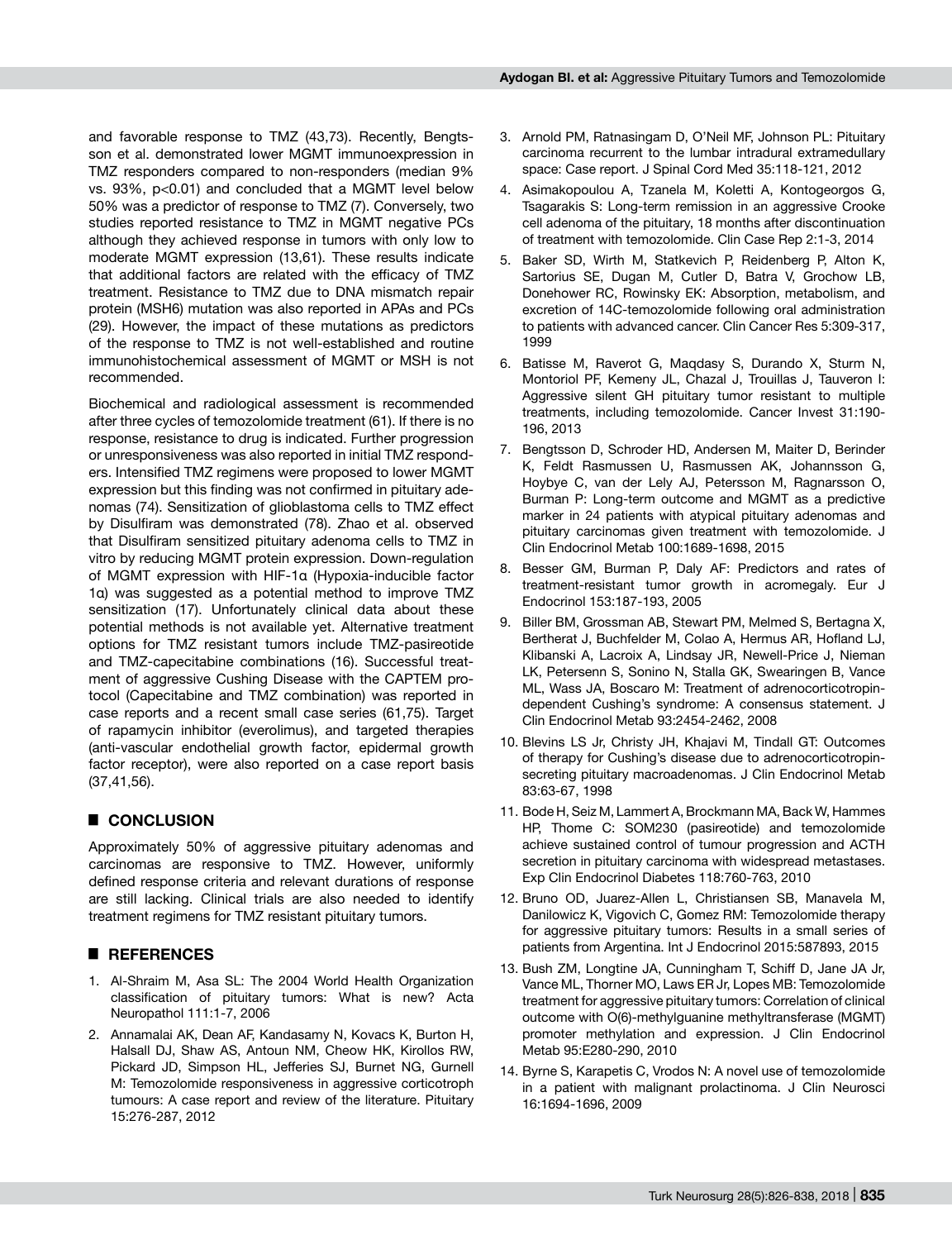and favorable response to TMZ (43,73). Recently, Bengtsson et al. demonstrated lower MGMT immunoexpression in TMZ responders compared to non-responders (median 9% vs. 93%, $p<0.01$) and concluded that a MGMT level below 50% was a predictor of response to TMZ (7). Conversely, two studies reported resistance to TMZ in MGMT negative PCs although they achieved response in tumors with only low to moderate MGMT expression (13,61). These results indicate that additional factors are related with the efficacy of TMZ treatment. Resistance to TMZ due to DNA mismatch repair protein (MSH6) mutation was also reported in APAs and PCs (29). However, the impact of these mutations as predictors of the response to TMZ is not well-established and routine immunohistochemical assessment of MGMT or MSH is not recommended.

Biochemical and radiological assessment is recommended after three cycles of temozolomide treatment (61). If there is no response, resistance to drug is indicated. Further progression or unresponsiveness was also reported in initial TMZ responders. Intensified TMZ regimens were proposed to lower MGMT expression but this finding was not confirmed in pituitary adenomas (74). Sensitization of glioblastoma cells to TMZ effect by Disulfiram was demonstrated (78). Zhao et al. observed that Disulfiram sensitized pituitary adenoma cells to TMZ in vitro by reducing MGMT protein expression. Down-regulation of MGMT expression with HIF-1α (Hypoxia-inducible factor 1α) was suggested as a potential method to improve TMZ sensitization (17). Unfortunately clinical data about these potential methods is not available yet. Alternative treatment options for TMZ resistant tumors include TMZ-pasireotide and TMZ-capecitabine combinations (16). Successful treatment of aggressive Cushing Disease with the CAPTEM protocol (Capecitabine and TMZ combination) was reported in case reports and a recent small case series (61,75). Target of rapamycin inhibitor (everolimus), and targeted therapies (anti-vascular endothelial growth factor, epidermal growth factor receptor), were also reported on a case report basis (37,41,56).

## ■ CONCLUSION

Approximately 50% of aggressive pituitary adenomas and carcinomas are responsive to TMZ. However, uniformly defined response criteria and relevant durations of response are still lacking. Clinical trials are also needed to identify treatment regimens for TMZ resistant pituitary tumors.

## ■ REFERENCES

1. Al-Shraim M, Asa SL: The 2004 World Health Organization classification of pituitary tumors: What is new? Acta Neuropathol 111:1-7, 2006
2. Annamalai AK, Dean AF, Kandasamy N, Kovacs K, Burton H, Halsall DJ, Shaw AS, Antoun NM, Cheow HK, Kirollos RW, Pickard JD, Simpson HL, Jefferies SJ, Burnet NG, Gurnell M: Temozolomide responsiveness in aggressive corticotroph tumours: A case report and review of the literature. Pituitary 15:276-287, 2012
3. Arnold PM, Ratnasingam D, O'Neil MF, Johnson PL: Pituitary carcinoma recurrent to the lumbar intradural extramedullary space: Case report. J Spinal Cord Med 35:118-121, 2012
4. Asimakopoulou A, Tzanela M, Koletti A, Kontogeorgos G, Tsagarakis S: Long-term remission in an aggressive Crooke cell adenoma of the pituitary, 18 months after discontinuation of treatment with temozolomide. Clin Case Rep 2:1-3, 2014
5. Baker SD, Wirth M, Statkevich P, Reidenberg P, Alton K, Sartorius SE, Dugan M, Cutler D, Batra V, Grochow LB, Donehower RC, Rowinsky EK: Absorption, metabolism, and excretion of 14C-temozolomide following oral administration to patients with advanced cancer. Clin Cancer Res 5:309-317, 1999
6. Batisse M, Raverot G, Maqdasy S, Durando X, Sturm N, Montoriol PF, Kemeny JL, Chazal J, Trouillas J, Tauveron I: Aggressive silent GH pituitary tumor resistant to multiple treatments, including temozolomide. Cancer Invest 31:190-196, 2013
7. Bengtsson D, Schroder HD, Andersen M, Maiter D, Berinder K, Feldt Rasmussen U, Rasmussen AK, Johannsson G, Hoybye C, van der Lely AJ, Petersson M, Ragnarsson O, Burman P: Long-term outcome and MGMT as a predictive marker in 24 patients with atypical pituitary adenomas and pituitary carcinomas given treatment with temozolomide. J Clin Endocrinol Metab 100:1689-1698, 2015
8. Besser GM, Burman P, Daly AF: Predictors and rates of treatment-resistant tumor growth in acromegaly. Eur J Endocrinol 153:187-193, 2005
9. Biller BM, Grossman AB, Stewart PM, Melmed S, Bertagna X, Bertherat J, Buchfelder M, Colao A, Hermus AR, Hofland LJ, Klibanski A, Lacroix A, Lindsay JR, Newell-Price J, Nieman LK, Petersenn S, Sonino N, Stalla GK, Swearingen B, Vance ML, Wass JA, Boscaro M: Treatment of adrenocorticotropin-dependent Cushing's syndrome: A consensus statement. J Clin Endocrinol Metab 93:2454-2462, 2008
10. Blevins LS Jr, Christy JH, Khajavi M, Tindall GT: Outcomes of therapy for Cushing's disease due to adrenocorticotropin-secreting pituitary macroadenomas. J Clin Endocrinol Metab 83:63-67, 1998
11. Bode H, Seiz M, Lammert A, Brockmann MA, Back W, Hammes HP, Thome C: SOM230 (pasireotide) and temozolomide achieve sustained control of tumour progression and ACTH secretion in pituitary carcinoma with widespread metastases. Exp Clin Endocrinol Diabetes 118:760-763, 2010
12. Bruno OD, Juarez-Allen L, Christiansen SB, Manavela M, Danilowicz K, Vigovich C, Gomez RM: Temozolomide therapy for aggressive pituitary tumors: Results in a small series of patients from Argentina. Int J Endocrinol 2015:587893, 2015
13. Bush ZM, Longtine JA, Cunningham T, Schiff D, Jane JA Jr, Vance ML, Thorner MO, Laws ER Jr, Lopes MB: Temozolomide treatment for aggressive pituitary tumors: Correlation of clinical outcome with O(6)-methylguanine methyltransferase (MGMT) promoter methylation and expression. J Clin Endocrinol Metab 95:E280-290, 2010
14. Byrne S, Karapetis C, Vrodos N: A novel use of temozolomide in a patient with malignant prolactinoma. J Clin Neurosci 16:1694-1696, 2009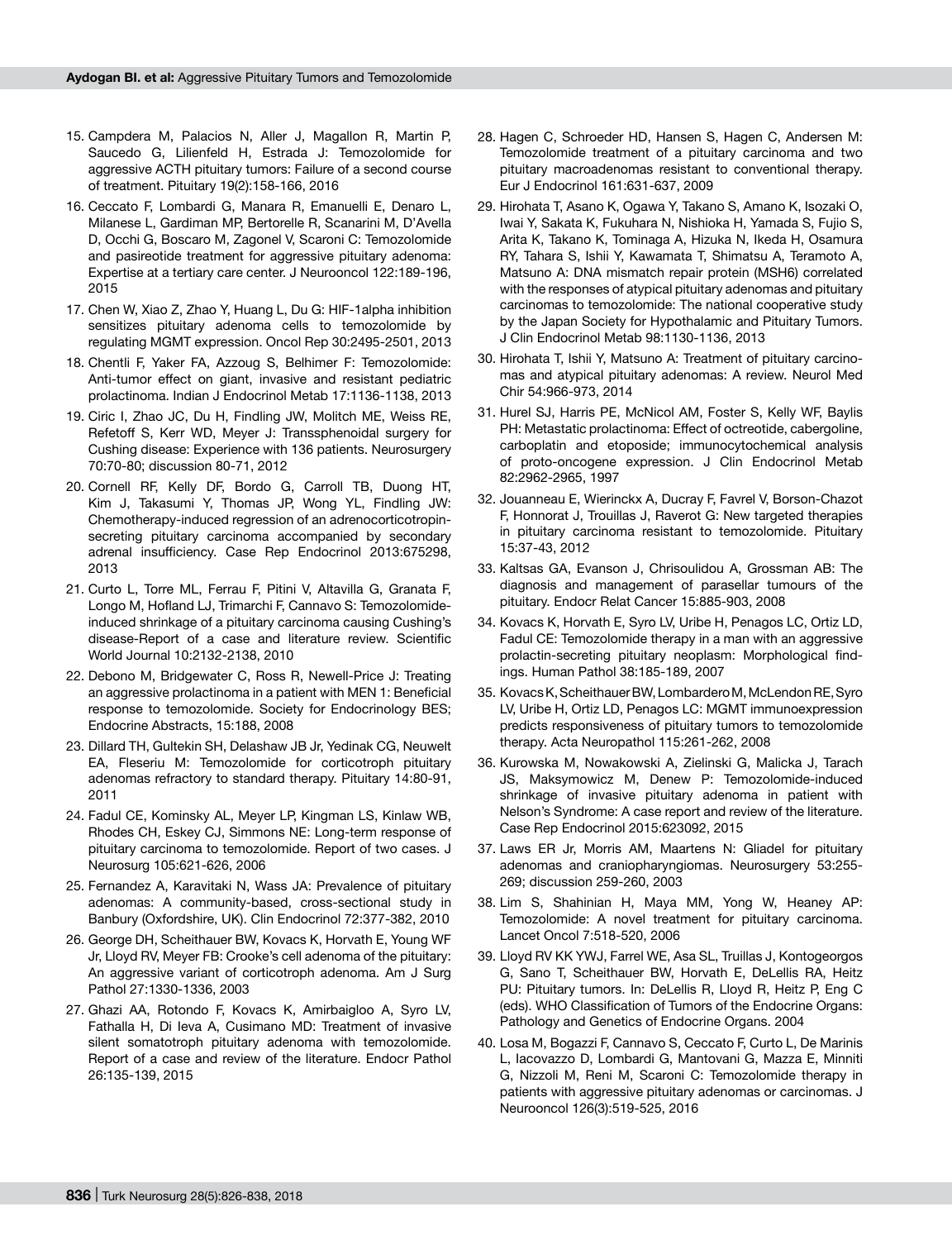15. Campdera M, Palacios N, Aller J, Magallon R, Martin P, Saucedo G, Lilienfeld H, Estrada J: Temozolomide for aggressive ACTH pituitary tumors: Failure of a second course of treatment. Pituitary 19(2):158-166, 2016

16. Ceccato F, Lombardi G, Manara R, Emanuelli E, Denaro L, Milanese L, Gardiman MP, Bertorelle R, Scanarini M, D'Avella D, Occhi G, Boscaro M, Zagonel V, Scaroni C: Temozolomide and pasireotide treatment for aggressive pituitary adenoma: Expertise at a tertiary care center. J Neurooncol 122:189-196, 2015

17. Chen W, Xiao Z, Zhao Y, Huang L, Du G: HIF-1alpha inhibition sensitizes pituitary adenoma cells to temozolomide by regulating MGMT expression. Oncol Rep 30:2495-2501, 2013

18. Chentli F, Yaker FA, Azzoug S, Belhimer F: Temozolomide: Anti-tumor effect on giant, invasive and resistant pediatric prolactinoma. Indian J Endocrinol Metab 17:1136-1138, 2013

19. Ciric I, Zhao JC, Du H, Findling JW, Molitch ME, Weiss RE, Refetoff S, Kerr WD, Meyer J: Transsphenoidal surgery for Cushing disease: Experience with 136 patients. Neurosurgery 70:70-80; discussion 80-71, 2012

20. Cornell RF, Kelly DF, Bordo G, Carroll TB, Duong HT, Kim J, Takasumi Y, Thomas JP, Wong YL, Findling JW: Chemotherapy-induced regression of an adrenocorticotropin-secreting pituitary carcinoma accompanied by secondary adrenal insufficiency. Case Rep Endocrinol 2013:675298, 2013

21. Curto L, Torre ML, Ferrau F, Pitini V, Altavilla G, Granata F, Longo M, Hofland LJ, Trimarchi F, Cannavo S: Temozolomide-induced shrinkage of a pituitary carcinoma causing Cushing's disease-Report of a case and literature review. Scientific World Journal 10:2132-2138, 2010

22. Debono M, Bridgewater C, Ross R, Newell-Price J: Treating an aggressive prolactinoma in a patient with MEN 1: Beneficial response to temozolomide. Society for Endocrinology BES; Endocrine Abstracts, 15:188, 2008

23. Dillard TH, Gultekin SH, Delashaw JB Jr, Yedinak CG, Neuwelt EA, Fleseriu M: Temozolomide for corticotroph pituitary adenomas refractory to standard therapy. Pituitary 14:80-91, 2011

24. Fadul CE, Kominsky AL, Meyer LP, Kingman LS, Kinlaw WB, Rhodes CH, Eskey CJ, Simmons NE: Long-term response of pituitary carcinoma to temozolomide. Report of two cases. J Neurosurg 105:621-626, 2006

25. Fernandez A, Karavitaki N, Wass JA: Prevalence of pituitary adenomas: A community-based, cross-sectional study in Banbury (Oxfordshire, UK). Clin Endocrinol 72:377-382, 2010

26. George DH, Scheithauer BW, Kovacs K, Horvath E, Young WF Jr, Lloyd RV, Meyer FB: Crooke's cell adenoma of the pituitary: An aggressive variant of corticotroph adenoma. Am J Surg Pathol 27:1330-1336, 2003

27. Ghazi AA, Rotondo F, Kovacs K, Amirbaigloo A, Syro LV, Fathalla H, Di Ieva A, Cusimano MD: Treatment of invasive silent somatotroph pituitary adenoma with temozolomide. Report of a case and review of the literature. Endocr Pathol 26:135-139, 2015

28. Hagen C, Schroeder HD, Hansen S, Hagen C, Andersen M: Temozolomide treatment of a pituitary carcinoma and two pituitary macroadenomas resistant to conventional therapy. Eur J Endocrinol 161:631-637, 2009

29. Hirohata T, Asano K, Ogawa Y, Takano S, Amano K, Isozaki O, Iwai Y, Sakata K, Fukuhara N, Nishioka H, Yamada S, Fujio S, Arita K, Takano K, Tominaga A, Hizuka N, Ikeda H, Osamura RY, Tahara S, Ishii Y, Kawamata T, Shimatsu A, Teramoto A, Matsuno A: DNA mismatch repair protein (MSH6) correlated with the responses of atypical pituitary adenomas and pituitary carcinomas to temozolomide: The national cooperative study by the Japan Society for Hypothalamic and Pituitary Tumors. J Clin Endocrinol Metab 98:1130-1136, 2013

30. Hirohata T, Ishii Y, Matsuno A: Treatment of pituitary carcinomas and atypical pituitary adenomas: A review. Neurol Med Chir 54:966-973, 2014

31. Hurel SJ, Harris PE, McNicol AM, Foster S, Kelly WF, Baylis PH: Metastatic prolactinoma: Effect of octreotide, cabergoline, carboplatin and etoposide; immunocytochemical analysis of proto-oncogene expression. J Clin Endocrinol Metab 82:2962-2965, 1997

32. Jouanneau E, Wierinckx A, Ducray F, Favrel V, Borson-Chazot F, Honnorat J, Trouillas J, Raverot G: New targeted therapies in pituitary carcinoma resistant to temozolomide. Pituitary 15:37-43, 2012

33. Kaltsas GA, Evanson J, Chrisoulidou A, Grossman AB: The diagnosis and management of parasellar tumours of the pituitary. Endocr Relat Cancer 15:885-903, 2008

34. Kovacs K, Horvath E, Syro LV, Uribe H, Penagos LC, Ortiz LD, Fadul CE: Temozolomide therapy in a man with an aggressive prolactin-secreting pituitary neoplasm: Morphological findings. Human Pathol 38:185-189, 2007

35. Kovacs K, Scheithauer BW, Lombardero M, McLendon RE, Syro LV, Uribe H, Ortiz LD, Penagos LC: MGMT immunoexpression predicts responsiveness of pituitary tumors to temozolomide therapy. Acta Neuropathol 115:261-262, 2008

36. Kurowska M, Nowakowski A, Zielinski G, Malicka J, Tarach JS, Maksymowicz M, Denew P: Temozolomide-induced shrinkage of invasive pituitary adenoma in patient with Nelson's Syndrome: A case report and review of the literature. Case Rep Endocrinol 2015:623092, 2015

37. Laws ER Jr, Morris AM, Maartens N: Gliadel for pituitary adenomas and craniopharyngiomas. Neurosurgery 53:255-269; discussion 259-260, 2003

38. Lim S, Shahinian H, Maya MM, Yong W, Heaney AP: Temozolomide: A novel treatment for pituitary carcinoma. Lancet Oncol 7:518-520, 2006

39. Lloyd RV KK YWJ, Farrel WE, Asa SL, Truillas J, Kontogeorgos G, Sano T, Scheithauer BW, Horvath E, DeLellis RA, Heitz PU: Pituitary tumors. In: DeLellis R, Lloyd R, Heitz P, Eng C (eds). WHO Classification of Tumors of the Endocrine Organs: Pathology and Genetics of Endocrine Organs. 2004

40. Losa M, Bogazzi F, Cannavo S, Ceccato F, Curto L, De Marinis L, Iacovazzo D, Lombardi G, Mantovani G, Mazza E, Minniti G, Nizzoli M, Reni M, Scaroni C: Temozolomide therapy in patients with aggressive pituitary adenomas or carcinomas. J Neurooncol 126(3):519-525, 2016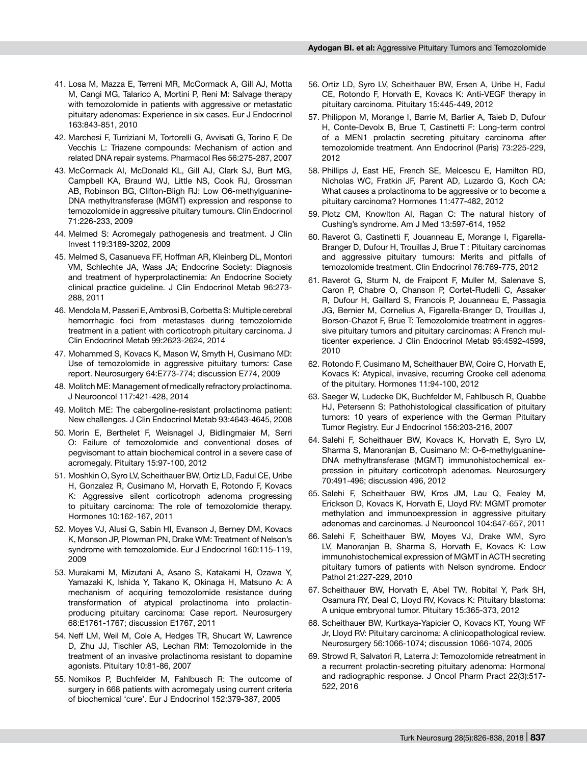41. Losa M, Mazza E, Terreni MR, McCormack A, Gill AJ, Motta M, Cangi MG, Talarico A, Mortini P, Reni M: Salvage therapy with temozolomide in patients with aggressive or metastatic pituitary adenomas: Experience in six cases. Eur J Endocrinol 163:843-851, 2010
42. Marchesi F, Turriziani M, Tortorelli G, Avvisati G, Torino F, De Vecchis L: Triazene compounds: Mechanism of action and related DNA repair systems. Pharmacol Res 56:275-287, 2007
43. McCormack AI, McDonald KL, Gill AJ, Clark SJ, Burt MG, Campbell KA, Braund WJ, Little NS, Cook RJ, Grossman AB, Robinson BG, Clifton-Bligh RJ: Low O6-methylguanine-DNA methyltransferase (MGMT) expression and response to temozolomide in aggressive pituitary tumours. Clin Endocrinol 71:226-233, 2009
44. Melmed S: Acromegaly pathogenesis and treatment. J Clin Invest 119:3189-3202, 2009
45. Melmed S, Casanueva FF, Hoffman AR, Kleinberg DL, Montori VM, Schlechte JA, Wass JA; Endocrine Society: Diagnosis and treatment of hyperprolactinemia: An Endocrine Society clinical practice guideline. J Clin Endocrinol Metab 96:273-288, 2011
46. Mendola M, Passeri E, Ambrosi B, Corbetta S: Multiple cerebral hemorrhagic foci from metastases during temozolomide treatment in a patient with corticotroph pituitary carcinoma. J Clin Endocrinol Metab 99:2623-2624, 2014
47. Mohammed S, Kovacs K, Mason W, Smyth H, Cusimano MD: Use of temozolomide in aggressive pituitary tumors: Case report. Neurosurgery 64:E773-774; discussion E774, 2009
48. Molitch ME: Management of medically refractory prolactinoma. J Neurooncol 117:421-428, 2014
49. Molitch ME: The cabergoline-resistant prolactinoma patient: New challenges. J Clin Endocrinol Metab 93:4643-4645, 2008
50. Morin E, Berthelet F, Weisnagel J, Bidlingmaier M, Serri O: Failure of temozolomide and conventional doses of pegvisomant to attain biochemical control in a severe case of acromegaly. Pituitary 15:97-100, 2012
51. Moshkin O, Syro LV, Scheithauer BW, Ortiz LD, Fadul CE, Uribe H, Gonzalez R, Cusimano M, Horvath E, Rotondo F, Kovacs K: Aggressive silent corticotroph adenoma progressing to pituitary carcinoma: The role of temozolomide therapy. Hormones 10:162-167, 2011
52. Moyes VJ, Alusi G, Sabin HI, Evanson J, Berney DM, Kovacs K, Monson JP, Plowman PN, Drake WM: Treatment of Nelson's syndrome with temozolomide. Eur J Endocrinol 160:115-119, 2009
53. Murakami M, Mizutani A, Asano S, Katakami H, Ozawa Y, Yamazaki K, Ishida Y, Takano K, Okinaga H, Matsuno A: A mechanism of acquiring temozolomide resistance during transformation of atypical prolactinoma into prolactin-producing pituitary carcinoma: Case report. Neurosurgery 68:E1761-1767; discussion E1767, 2011
54. Neff LM, Weil M, Cole A, Hedges TR, Shucart W, Lawrence D, Zhu JJ, Tischler AS, Lechan RM: Temozolomide in the treatment of an invasive prolactinoma resistant to dopamine agonists. Pituitary 10:81-86, 2007
55. Nomikos P, Buchfelder M, Fahlbusch R: The outcome of surgery in 668 patients with acromegaly using current criteria of biochemical 'cure'. Eur J Endocrinol 152:379-387, 2005
56. Ortiz LD, Syro LV, Scheithauer BW, Ersen A, Uribe H, Fadul CE, Rotondo F, Horvath E, Kovacs K: Anti-VEGF therapy in pituitary carcinoma. Pituitary 15:445-449, 2012
57. Philippon M, Morange I, Barrie M, Barlier A, Taieb D, Dufour H, Conte-Devolx B, Brue T, Castinetti F: Long-term control of a MEN1 prolactin secreting pituitary carcinoma after temozolomide treatment. Ann Endocrinol (Paris) 73:225-229, 2012
58. Phillips J, East HE, French SE, Melcescu E, Hamilton RD, Nicholas WC, Fratkin JF, Parent AD, Luzardo G, Koch CA: What causes a prolactinoma to be aggressive or to become a pituitary carcinoma? Hormones 11:477-482, 2012
59. Plotz CM, Knowlton AI, Ragan C: The natural history of Cushing's syndrome. Am J Med 13:597-614, 1952
60. Raverot G, Castinetti F, Jouanneau E, Morange I, Figarella-Branger D, Dufour H, Trouillas J, Brue T : Pituitary carcinomas and aggressive pituitary tumours: Merits and pitfalls of temozolomide treatment. Clin Endocrinol 76:769-775, 2012
61. Raverot G, Sturm N, de Fraipont F, Muller M, Salenave S, Caron P, Chabre O, Chanson P, Cortet-Rudelli C, Assaker R, Dufour H, Gaillard S, Francois P, Jouanneau E, Passagia JG, Bernier M, Cornelius A, Figarella-Branger D, Trouillas J, Borson-Chazot F, Brue T: Temozolomide treatment in aggressive pituitary tumors and pituitary carcinomas: A French multicenter experience. J Clin Endocrinol Metab 95:4592-4599, 2010
62. Rotondo F, Cusimano M, Scheithauer BW, Coire C, Horvath E, Kovacs K: Atypical, invasive, recurring Crooke cell adenoma of the pituitary. Hormones 11:94-100, 2012
63. Saeger W, Ludecke DK, Buchfelder M, Fahlbusch R, Quabbe HJ, Petersenn S: Pathohistological classification of pituitary tumors: 10 years of experience with the German Pituitary Tumor Registry. Eur J Endocrinol 156:203-216, 2007
64. Salehi F, Scheithauer BW, Kovacs K, Horvath E, Syro LV, Sharma S, Manoranjan B, Cusimano M: O-6-methylguanine-DNA methyltransferase (MGMT) immunohistochemical expression in pituitary corticotroph adenomas. Neurosurgery 70:491-496; discussion 496, 2012
65. Salehi F, Scheithauer BW, Kros JM, Lau Q, Fealey M, Erickson D, Kovacs K, Horvath E, Lloyd RV: MGMT promoter methylation and immunoexpression in aggressive pituitary adenomas and carcinomas. J Neurooncol 104:647-657, 2011
66. Salehi F, Scheithauer BW, Moyes VJ, Drake WM, Syro LV, Manoranjan B, Sharma S, Horvath E, Kovacs K: Low immunohistochemical expression of MGMT in ACTH secreting pituitary tumors of patients with Nelson syndrome. Endocr Pathol 21:227-229, 2010
67. Scheithauer BW, Horvath E, Abel TW, Robital Y, Park SH, Osamura RY, Deal C, Lloyd RV, Kovacs K: Pituitary blastoma: A unique embryonal tumor. Pituitary 15:365-373, 2012
68. Scheithauer BW, Kurtkaya-Yapicier O, Kovacs KT, Young WF Jr, Lloyd RV: Pituitary carcinoma: A clinicopathological review. Neurosurgery 56:1066-1074; discussion 1066-1074, 2005
69. Strowd R, Salvatori R, Laterra J: Temozolomide retreatment in a recurrent prolactin-secreting pituitary adenoma: Hormonal and radiographic response. J Oncol Pharm Pract 22(3):517-522, 2016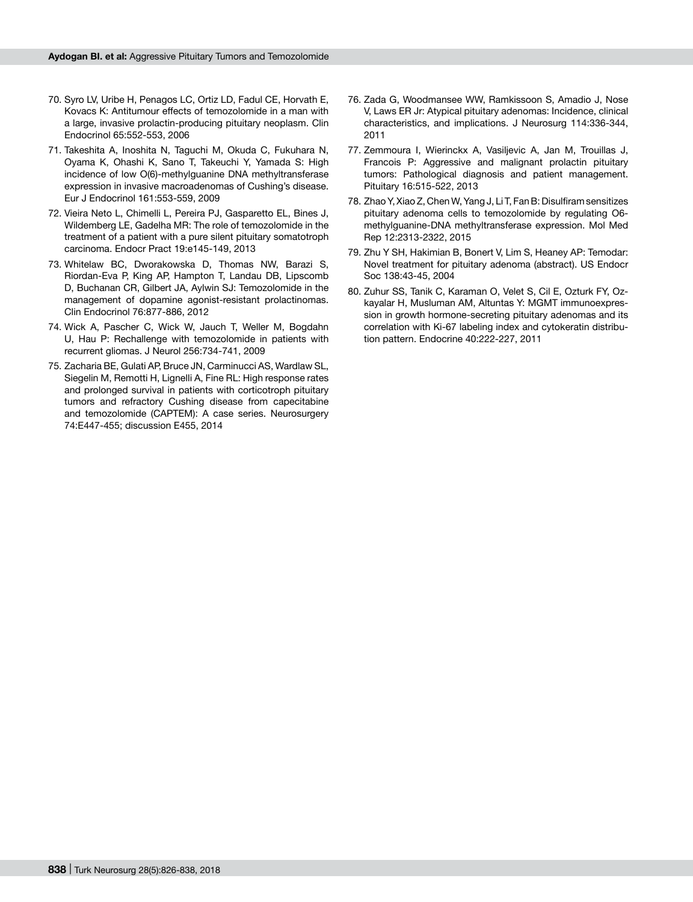70. Syro LV, Uribe H, Penagos LC, Ortiz LD, Fadul CE, Horvath E, Kovacs K: Antitumour effects of temozolomide in a man with a large, invasive prolactin-producing pituitary neoplasm. Clin Endocrinol 65:552-553, 2006

71. Takeshita A, Inoshita N, Taguchi M, Okuda C, Fukuhara N, Oyama K, Ohashi K, Sano T, Takeuchi Y, Yamada S: High incidence of low O(6)-methylguanine DNA methyltransferase expression in invasive macroadenomas of Cushing's disease. Eur J Endocrinol 161:553-559, 2009

72. Vieira Neto L, Chimelli L, Pereira PJ, Gasparetto EL, Bines J, Wildemberg LE, Gadelha MR: The role of temozolomide in the treatment of a patient with a pure silent pituitary somatotroph carcinoma. Endocr Pract 19:e145-149, 2013

73. Whitelaw BC, Dworakowska D, Thomas NW, Barazi S, Riordan-Eva P, King AP, Hampton T, Landau DB, Lipscomb D, Buchanan CR, Gilbert JA, Aylwin SJ: Temozolomide in the management of dopamine agonist-resistant prolactinomas. Clin Endocrinol 76:877-886, 2012

74. Wick A, Pascher C, Wick W, Jauch T, Weller M, Bogdahn U, Hau P: Rechallenge with temozolomide in patients with recurrent gliomas. J Neurol 256:734-741, 2009

75. Zacharia BE, Gulati AP, Bruce JN, Carminucci AS, Wardlaw SL, Siegelin M, Remotti H, Lignelli A, Fine RL: High response rates and prolonged survival in patients with corticotroph pituitary tumors and refractory Cushing disease from capecitabine and temozolomide (CAPTEM): A case series. Neurosurgery 74:E447-455; discussion E455, 2014

76. Zada G, Woodmansee WW, Ramkissoon S, Amadio J, Nose V, Laws ER Jr: Atypical pituitary adenomas: Incidence, clinical characteristics, and implications. J Neurosurg 114:336-344, 2011

77. Zemmoura I, Wierinckx A, Vasiljevic A, Jan M, Trouillas J, Francois P: Aggressive and malignant prolactin pituitary tumors: Pathological diagnosis and patient management. Pituitary 16:515-522, 2013

78. Zhao Y, Xiao Z, Chen W, Yang J, Li T, Fan B: Disulfiram sensitizes pituitary adenoma cells to temozolomide by regulating O6-methylguanine-DNA methyltransferase expression. Mol Med Rep 12:2313-2322, 2015

79. Zhu Y SH, Hakimian B, Bonert V, Lim S, Heaney AP: Temodar: Novel treatment for pituitary adenoma (abstract). US Endocr Soc 138:43-45, 2004

80. Zuhur SS, Tanik C, Karaman O, Velet S, Cil E, Ozturk FY, Ozkayalar H, Musluman AM, Altuntas Y: MGMT immunoexpression in growth hormone-secreting pituitary adenomas and its correlation with Ki-67 labeling index and cytokeratin distribution pattern. Endocrine 40:222-227, 2011